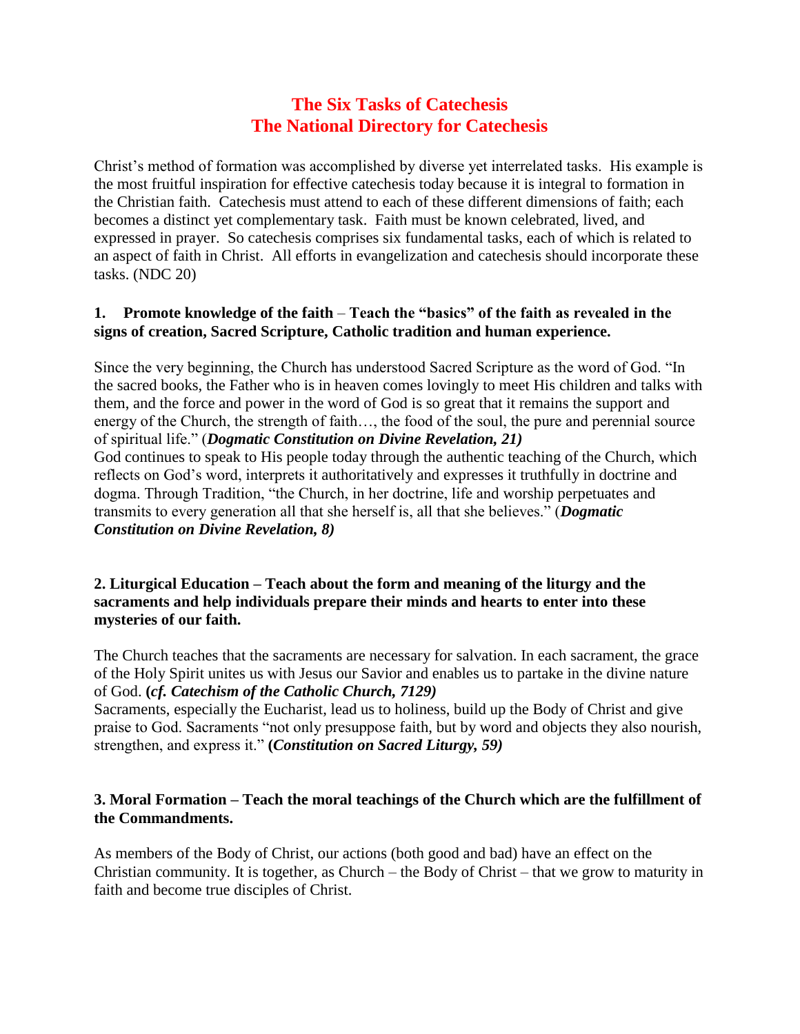# The Six Tasks of Catechesis
# The National Directory for Catechesis

Christ's method of formation was accomplished by diverse yet interrelated tasks. His example is the most fruitful inspiration for effective catechesis today because it is integral to formation in the Christian faith. Catechesis must attend to each of these different dimensions of faith; each becomes a distinct yet complementary task. Faith must be known celebrated, lived, and expressed in prayer. So catechesis comprises six fundamental tasks, each of which is related to an aspect of faith in Christ. All efforts in evangelization and catechesis should incorporate these tasks. (NDC 20)

### 1. Promote knowledge of the faith – Teach the "basics" of the faith as revealed in the signs of creation, Sacred Scripture, Catholic tradition and human experience.

Since the very beginning, the Church has understood Sacred Scripture as the word of God. "In the sacred books, the Father who is in heaven comes lovingly to meet His children and talks with them, and the force and power in the word of God is so great that it remains the support and energy of the Church, the strength of faith…, the food of the soul, the pure and perennial source of spiritual life." (***Dogmatic Constitution on Divine Revelation, 21)***
God continues to speak to His people today through the authentic teaching of the Church, which reflects on God's word, interprets it authoritatively and expresses it truthfully in doctrine and dogma. Through Tradition, "the Church, in her doctrine, life and worship perpetuates and transmits to every generation all that she herself is, all that she believes." (***Dogmatic Constitution on Divine Revelation, 8)***

### 2. Liturgical Education – Teach about the form and meaning of the liturgy and the sacraments and help individuals prepare their minds and hearts to enter into these mysteries of our faith.

The Church teaches that the sacraments are necessary for salvation. In each sacrament, the grace of the Holy Spirit unites us with Jesus our Savior and enables us to partake in the divine nature of God. **(*cf. Catechism of the Catholic Church, 7129)***
Sacraments, especially the Eucharist, lead us to holiness, build up the Body of Christ and give praise to God. Sacraments "not only presuppose faith, but by word and objects they also nourish, strengthen, and express it." **(*Constitution on Sacred Liturgy, 59)***

### 3. Moral Formation – Teach the moral teachings of the Church which are the fulfillment of the Commandments.

As members of the Body of Christ, our actions (both good and bad) have an effect on the Christian community. It is together, as Church – the Body of Christ – that we grow to maturity in faith and become true disciples of Christ.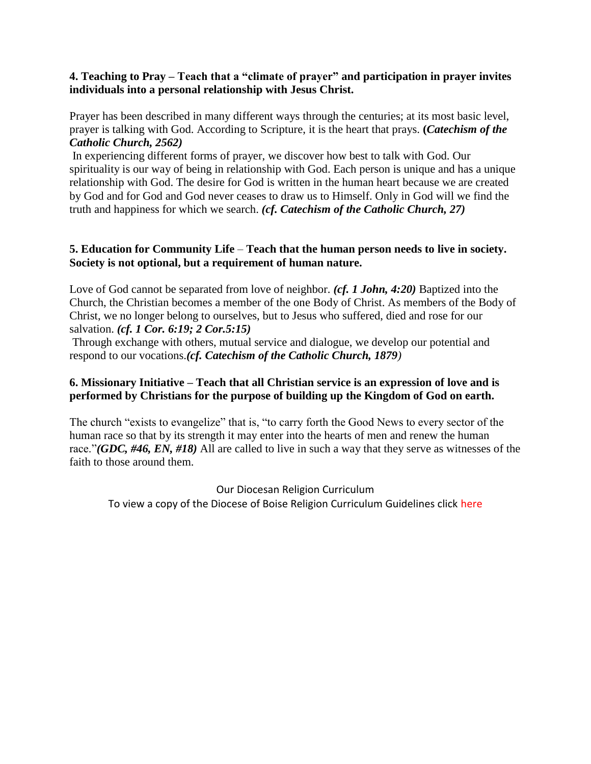**4. Teaching to Pray – Teach that a "climate of prayer" and participation in prayer invites individuals into a personal relationship with Jesus Christ.**

Prayer has been described in many different ways through the centuries; at its most basic level, prayer is talking with God. According to Scripture, it is the heart that prays. **(*Catechism of the Catholic Church, 2562)***

In experiencing different forms of prayer, we discover how best to talk with God. Our spirituality is our way of being in relationship with God. Each person is unique and has a unique relationship with God. The desire for God is written in the human heart because we are created by God and for God and God never ceases to draw us to Himself. Only in God will we find the truth and happiness for which we search. ***(cf. Catechism of the Catholic Church, 27)***

**5. Education for Community Life** – **Teach that the human person needs to live in society. Society is not optional, but a requirement of human nature.**

Love of God cannot be separated from love of neighbor. ***(cf. 1 John, 4:20)*** Baptized into the Church, the Christian becomes a member of the one Body of Christ. As members of the Body of Christ, we no longer belong to ourselves, but to Jesus who suffered, died and rose for our salvation. ***(cf. 1 Cor. 6:19; 2 Cor.5:15)***

Through exchange with others, mutual service and dialogue, we develop our potential and respond to our vocations.***(cf. Catechism of the Catholic Church, 1879****)*

**6. Missionary Initiative – Teach that all Christian service is an expression of love and is performed by Christians for the purpose of building up the Kingdom of God on earth.**

The church "exists to evangelize" that is, "to carry forth the Good News to every sector of the human race so that by its strength it may enter into the hearts of men and renew the human race."***(GDC, #46, EN, #18)*** All are called to live in such a way that they serve as witnesses of the faith to those around them.

Our Diocesan Religion Curriculum

To view a copy of the Diocese of Boise Religion Curriculum Guidelines click here